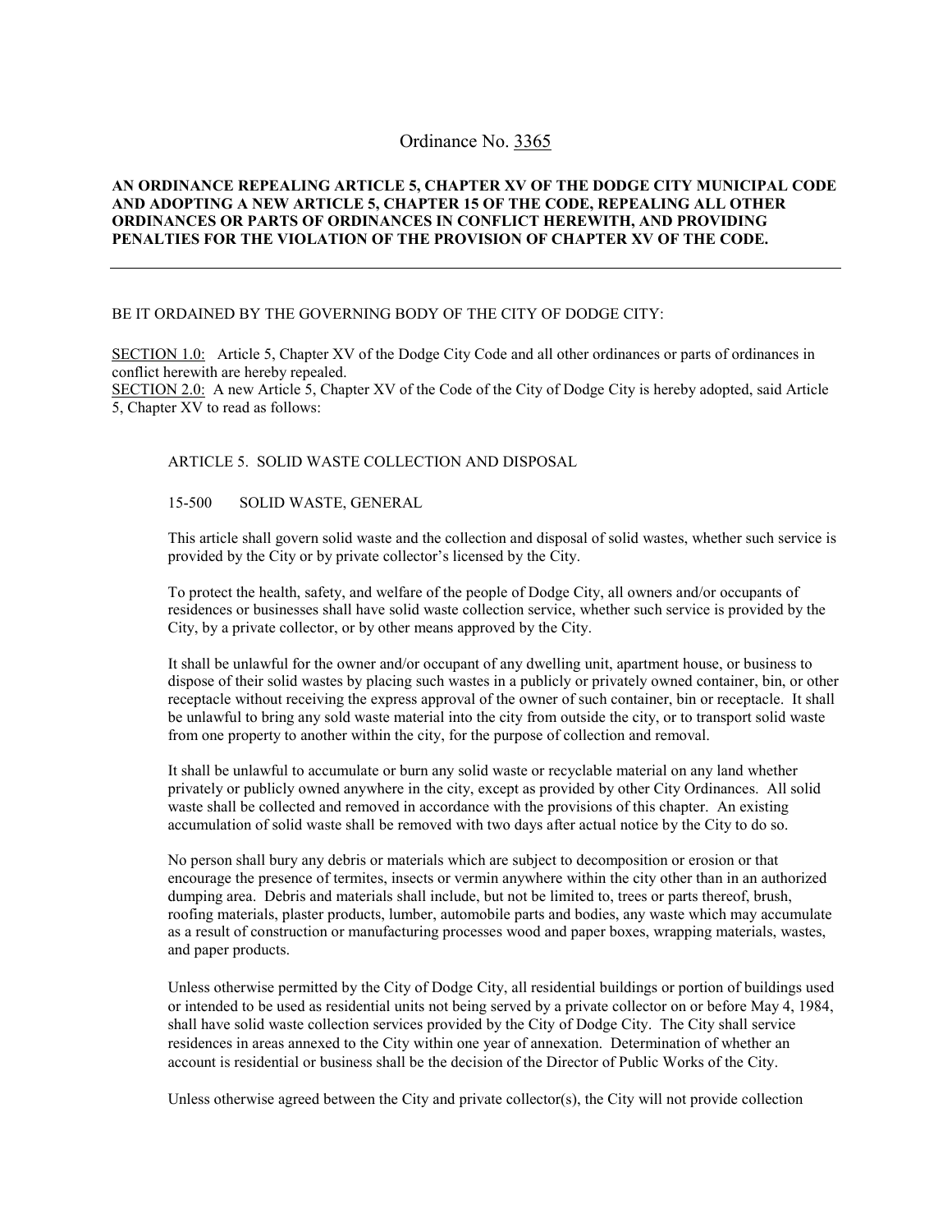# Ordinance No. 3365

**AN ORDINANCE REPEALING ARTICLE 5, CHAPTER XV OF THE DODGE CITY MUNICIPAL CODE AND ADOPTING A NEW ARTICLE 5, CHAPTER 15 OF THE CODE, REPEALING ALL OTHER ORDINANCES OR PARTS OF ORDINANCES IN CONFLICT HEREWITH, AND PROVIDING PENALTIES FOR THE VIOLATION OF THE PROVISION OF CHAPTER XV OF THE CODE.**

---

BE IT ORDAINED BY THE GOVERNING BODY OF THE CITY OF DODGE CITY:

SECTION 1.0: Article 5, Chapter XV of the Dodge City Code and all other ordinances or parts of ordinances in conflict herewith are hereby repealed.
SECTION 2.0: A new Article 5, Chapter XV of the Code of the City of Dodge City is hereby adopted, said Article 5, Chapter XV to read as follows:

ARTICLE 5. SOLID WASTE COLLECTION AND DISPOSAL

15-500 SOLID WASTE, GENERAL

This article shall govern solid waste and the collection and disposal of solid wastes, whether such service is provided by the City or by private collector's licensed by the City.

To protect the health, safety, and welfare of the people of Dodge City, all owners and/or occupants of residences or businesses shall have solid waste collection service, whether such service is provided by the City, by a private collector, or by other means approved by the City.

It shall be unlawful for the owner and/or occupant of any dwelling unit, apartment house, or business to dispose of their solid wastes by placing such wastes in a publicly or privately owned container, bin, or other receptacle without receiving the express approval of the owner of such container, bin or receptacle. It shall be unlawful to bring any sold waste material into the city from outside the city, or to transport solid waste from one property to another within the city, for the purpose of collection and removal.

It shall be unlawful to accumulate or burn any solid waste or recyclable material on any land whether privately or publicly owned anywhere in the city, except as provided by other City Ordinances. All solid waste shall be collected and removed in accordance with the provisions of this chapter. An existing accumulation of solid waste shall be removed with two days after actual notice by the City to do so.

No person shall bury any debris or materials which are subject to decomposition or erosion or that encourage the presence of termites, insects or vermin anywhere within the city other than in an authorized dumping area. Debris and materials shall include, but not be limited to, trees or parts thereof, brush, roofing materials, plaster products, lumber, automobile parts and bodies, any waste which may accumulate as a result of construction or manufacturing processes wood and paper boxes, wrapping materials, wastes, and paper products.

Unless otherwise permitted by the City of Dodge City, all residential buildings or portion of buildings used or intended to be used as residential units not being served by a private collector on or before May 4, 1984, shall have solid waste collection services provided by the City of Dodge City. The City shall service residences in areas annexed to the City within one year of annexation. Determination of whether an account is residential or business shall be the decision of the Director of Public Works of the City.

Unless otherwise agreed between the City and private collector(s), the City will not provide collection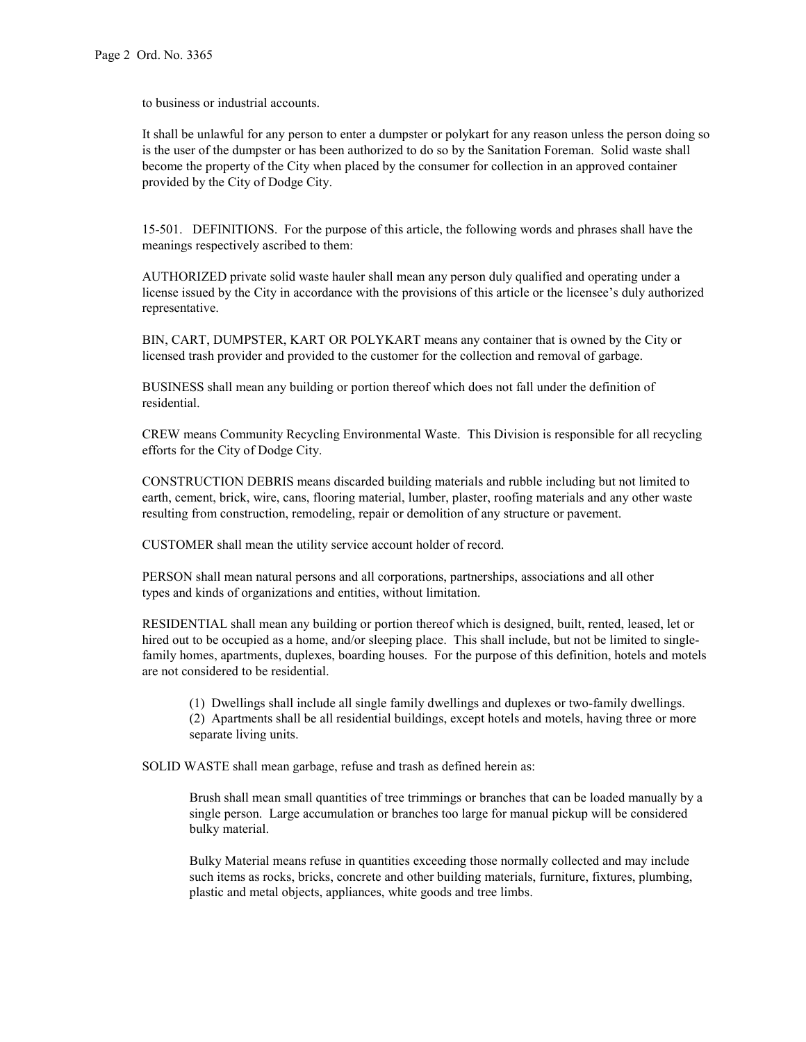to business or industrial accounts.

It shall be unlawful for any person to enter a dumpster or polykart for any reason unless the person doing so is the user of the dumpster or has been authorized to do so by the Sanitation Foreman. Solid waste shall become the property of the City when placed by the consumer for collection in an approved container provided by the City of Dodge City.

15-501. DEFINITIONS. For the purpose of this article, the following words and phrases shall have the meanings respectively ascribed to them:

AUTHORIZED private solid waste hauler shall mean any person duly qualified and operating under a license issued by the City in accordance with the provisions of this article or the licensee's duly authorized representative.

BIN, CART, DUMPSTER, KART OR POLYKART means any container that is owned by the City or licensed trash provider and provided to the customer for the collection and removal of garbage.

BUSINESS shall mean any building or portion thereof which does not fall under the definition of residential.

CREW means Community Recycling Environmental Waste. This Division is responsible for all recycling efforts for the City of Dodge City.

CONSTRUCTION DEBRIS means discarded building materials and rubble including but not limited to earth, cement, brick, wire, cans, flooring material, lumber, plaster, roofing materials and any other waste resulting from construction, remodeling, repair or demolition of any structure or pavement.

CUSTOMER shall mean the utility service account holder of record.

PERSON shall mean natural persons and all corporations, partnerships, associations and all other types and kinds of organizations and entities, without limitation.

RESIDENTIAL shall mean any building or portion thereof which is designed, built, rented, leased, let or hired out to be occupied as a home, and/or sleeping place. This shall include, but not be limited to single-family homes, apartments, duplexes, boarding houses. For the purpose of this definition, hotels and motels are not considered to be residential.

(1) Dwellings shall include all single family dwellings and duplexes or two-family dwellings.
(2) Apartments shall be all residential buildings, except hotels and motels, having three or more separate living units.

SOLID WASTE shall mean garbage, refuse and trash as defined herein as:

Brush shall mean small quantities of tree trimmings or branches that can be loaded manually by a single person. Large accumulation or branches too large for manual pickup will be considered bulky material.

Bulky Material means refuse in quantities exceeding those normally collected and may include such items as rocks, bricks, concrete and other building materials, furniture, fixtures, plumbing, plastic and metal objects, appliances, white goods and tree limbs.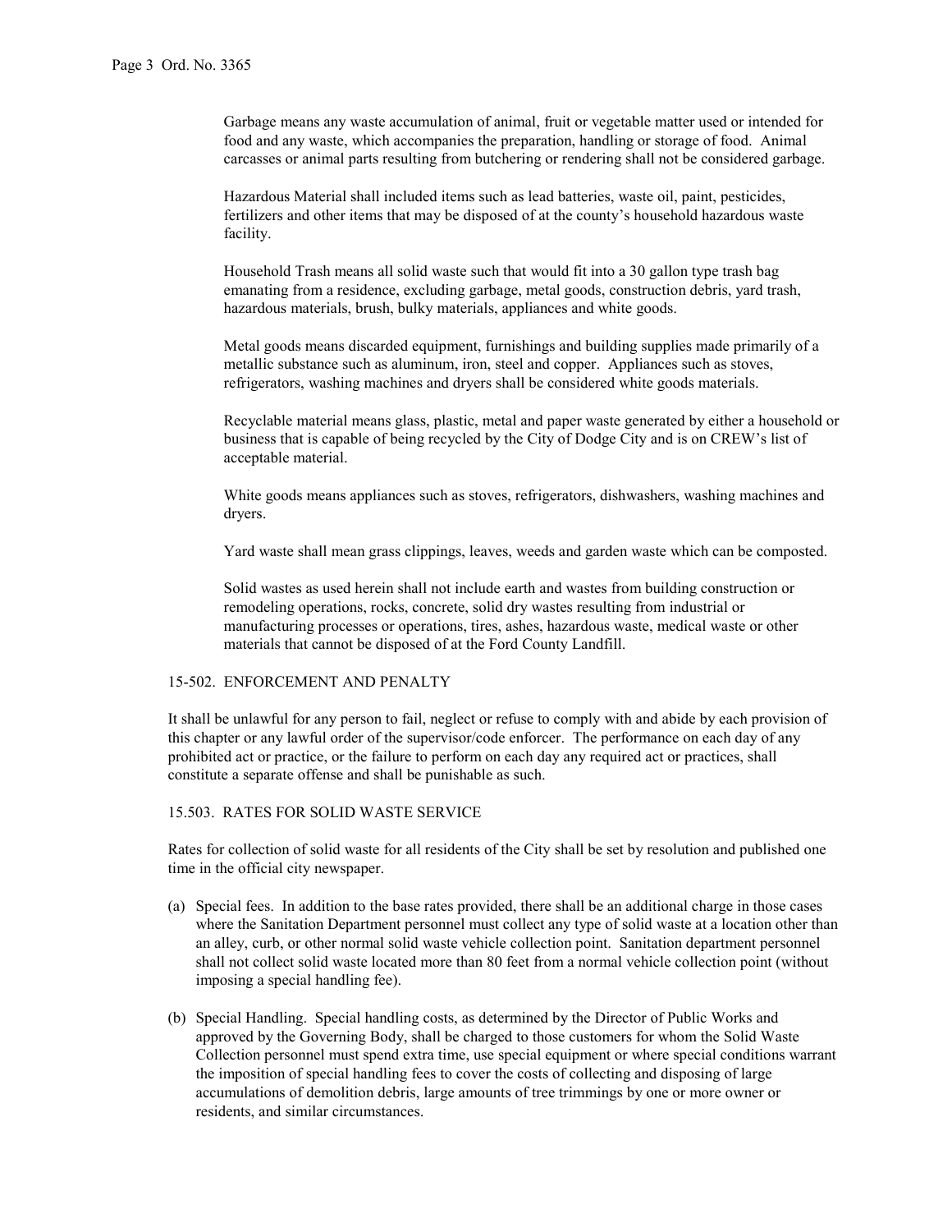Garbage means any waste accumulation of animal, fruit or vegetable matter used or intended for food and any waste, which accompanies the preparation, handling or storage of food. Animal carcasses or animal parts resulting from butchering or rendering shall not be considered garbage.

Hazardous Material shall included items such as lead batteries, waste oil, paint, pesticides, fertilizers and other items that may be disposed of at the county's household hazardous waste facility.

Household Trash means all solid waste such that would fit into a 30 gallon type trash bag emanating from a residence, excluding garbage, metal goods, construction debris, yard trash, hazardous materials, brush, bulky materials, appliances and white goods.

Metal goods means discarded equipment, furnishings and building supplies made primarily of a metallic substance such as aluminum, iron, steel and copper. Appliances such as stoves, refrigerators, washing machines and dryers shall be considered white goods materials.

Recyclable material means glass, plastic, metal and paper waste generated by either a household or business that is capable of being recycled by the City of Dodge City and is on CREW's list of acceptable material.

White goods means appliances such as stoves, refrigerators, dishwashers, washing machines and dryers.

Yard waste shall mean grass clippings, leaves, weeds and garden waste which can be composted.

Solid wastes as used herein shall not include earth and wastes from building construction or remodeling operations, rocks, concrete, solid dry wastes resulting from industrial or manufacturing processes or operations, tires, ashes, hazardous waste, medical waste or other materials that cannot be disposed of at the Ford County Landfill.

## 15-502. ENFORCEMENT AND PENALTY

It shall be unlawful for any person to fail, neglect or refuse to comply with and abide by each provision of this chapter or any lawful order of the supervisor/code enforcer. The performance on each day of any prohibited act or practice, or the failure to perform on each day any required act or practices, shall constitute a separate offense and shall be punishable as such.

## 15.503. RATES FOR SOLID WASTE SERVICE

Rates for collection of solid waste for all residents of the City shall be set by resolution and published one time in the official city newspaper.

(a) Special fees. In addition to the base rates provided, there shall be an additional charge in those cases where the Sanitation Department personnel must collect any type of solid waste at a location other than an alley, curb, or other normal solid waste vehicle collection point. Sanitation department personnel shall not collect solid waste located more than 80 feet from a normal vehicle collection point (without imposing a special handling fee).

(b) Special Handling. Special handling costs, as determined by the Director of Public Works and approved by the Governing Body, shall be charged to those customers for whom the Solid Waste Collection personnel must spend extra time, use special equipment or where special conditions warrant the imposition of special handling fees to cover the costs of collecting and disposing of large accumulations of demolition debris, large amounts of tree trimmings by one or more owner or residents, and similar circumstances.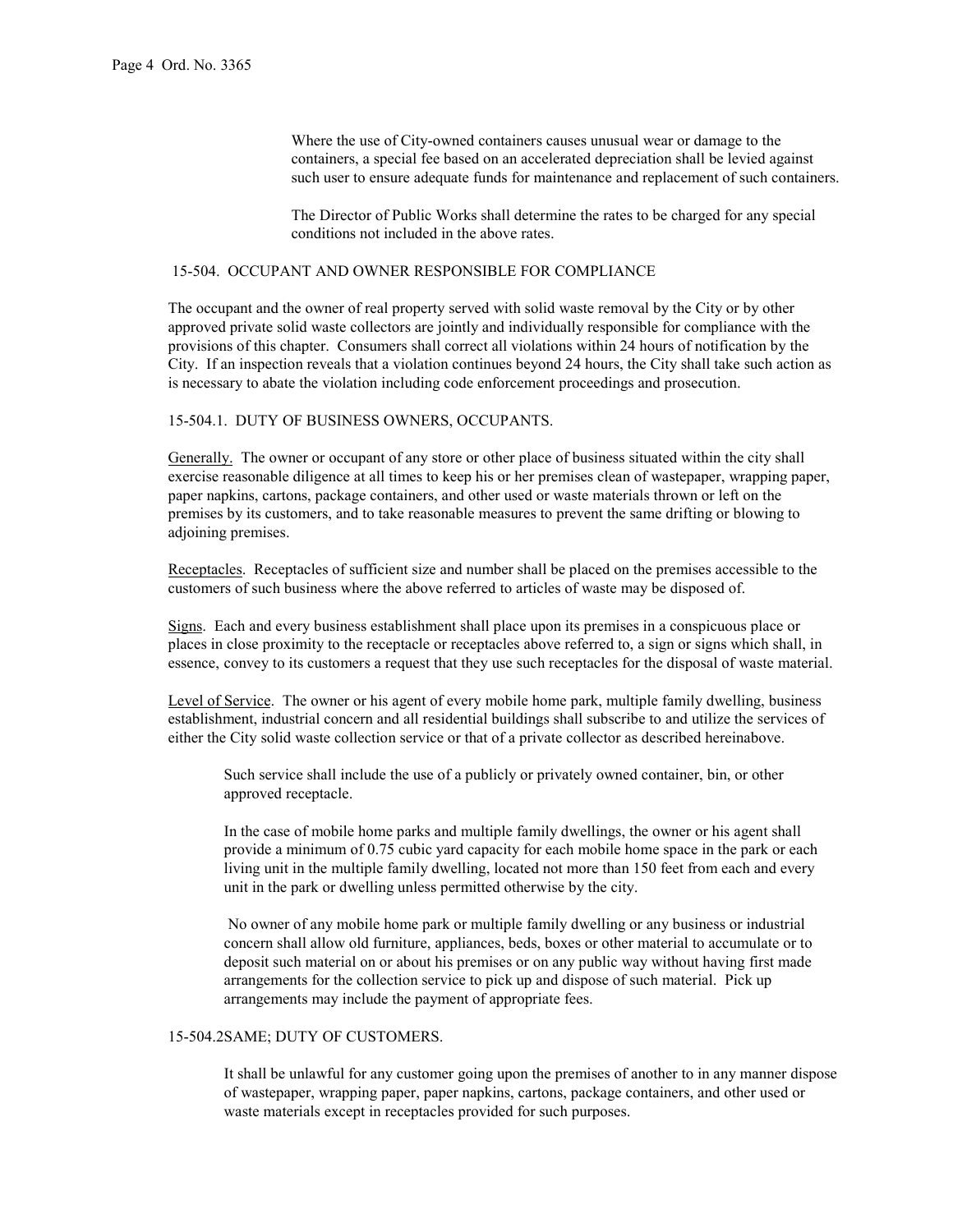Where the use of City-owned containers causes unusual wear or damage to the containers, a special fee based on an accelerated depreciation shall be levied against such user to ensure adequate funds for maintenance and replacement of such containers.

The Director of Public Works shall determine the rates to be charged for any special conditions not included in the above rates.

15-504. OCCUPANT AND OWNER RESPONSIBLE FOR COMPLIANCE

The occupant and the owner of real property served with solid waste removal by the City or by other approved private solid waste collectors are jointly and individually responsible for compliance with the provisions of this chapter. Consumers shall correct all violations within 24 hours of notification by the City. If an inspection reveals that a violation continues beyond 24 hours, the City shall take such action as is necessary to abate the violation including code enforcement proceedings and prosecution.

15-504.1. DUTY OF BUSINESS OWNERS, OCCUPANTS.

Generally. The owner or occupant of any store or other place of business situated within the city shall exercise reasonable diligence at all times to keep his or her premises clean of wastepaper, wrapping paper, paper napkins, cartons, package containers, and other used or waste materials thrown or left on the premises by its customers, and to take reasonable measures to prevent the same drifting or blowing to adjoining premises.

Receptacles. Receptacles of sufficient size and number shall be placed on the premises accessible to the customers of such business where the above referred to articles of waste may be disposed of.

Signs. Each and every business establishment shall place upon its premises in a conspicuous place or places in close proximity to the receptacle or receptacles above referred to, a sign or signs which shall, in essence, convey to its customers a request that they use such receptacles for the disposal of waste material.

Level of Service. The owner or his agent of every mobile home park, multiple family dwelling, business establishment, industrial concern and all residential buildings shall subscribe to and utilize the services of either the City solid waste collection service or that of a private collector as described hereinabove.

Such service shall include the use of a publicly or privately owned container, bin, or other approved receptacle.

In the case of mobile home parks and multiple family dwellings, the owner or his agent shall provide a minimum of 0.75 cubic yard capacity for each mobile home space in the park or each living unit in the multiple family dwelling, located not more than 150 feet from each and every unit in the park or dwelling unless permitted otherwise by the city.

No owner of any mobile home park or multiple family dwelling or any business or industrial concern shall allow old furniture, appliances, beds, boxes or other material to accumulate or to deposit such material on or about his premises or on any public way without having first made arrangements for the collection service to pick up and dispose of such material. Pick up arrangements may include the payment of appropriate fees.

15-504.2SAME; DUTY OF CUSTOMERS.

It shall be unlawful for any customer going upon the premises of another to in any manner dispose of wastepaper, wrapping paper, paper napkins, cartons, package containers, and other used or waste materials except in receptacles provided for such purposes.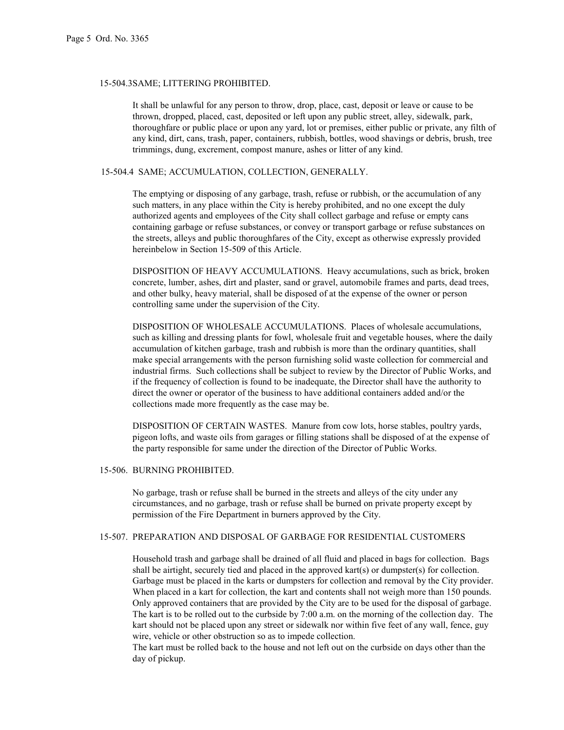### 15-504.3SAME; LITTERING PROHIBITED.

It shall be unlawful for any person to throw, drop, place, cast, deposit or leave or cause to be thrown, dropped, placed, cast, deposited or left upon any public street, alley, sidewalk, park, thoroughfare or public place or upon any yard, lot or premises, either public or private, any filth of any kind, dirt, cans, trash, paper, containers, rubbish, bottles, wood shavings or debris, brush, tree trimmings, dung, excrement, compost manure, ashes or litter of any kind.

### 15-504.4 SAME; ACCUMULATION, COLLECTION, GENERALLY.

The emptying or disposing of any garbage, trash, refuse or rubbish, or the accumulation of any such matters, in any place within the City is hereby prohibited, and no one except the duly authorized agents and employees of the City shall collect garbage and refuse or empty cans containing garbage or refuse substances, or convey or transport garbage or refuse substances on the streets, alleys and public thoroughfares of the City, except as otherwise expressly provided hereinbelow in Section 15-509 of this Article.

DISPOSITION OF HEAVY ACCUMULATIONS. Heavy accumulations, such as brick, broken concrete, lumber, ashes, dirt and plaster, sand or gravel, automobile frames and parts, dead trees, and other bulky, heavy material, shall be disposed of at the expense of the owner or person controlling same under the supervision of the City.

DISPOSITION OF WHOLESALE ACCUMULATIONS. Places of wholesale accumulations, such as killing and dressing plants for fowl, wholesale fruit and vegetable houses, where the daily accumulation of kitchen garbage, trash and rubbish is more than the ordinary quantities, shall make special arrangements with the person furnishing solid waste collection for commercial and industrial firms. Such collections shall be subject to review by the Director of Public Works, and if the frequency of collection is found to be inadequate, the Director shall have the authority to direct the owner or operator of the business to have additional containers added and/or the collections made more frequently as the case may be.

DISPOSITION OF CERTAIN WASTES. Manure from cow lots, horse stables, poultry yards, pigeon lofts, and waste oils from garages or filling stations shall be disposed of at the expense of the party responsible for same under the direction of the Director of Public Works.

### 15-506. BURNING PROHIBITED.

No garbage, trash or refuse shall be burned in the streets and alleys of the city under any circumstances, and no garbage, trash or refuse shall be burned on private property except by permission of the Fire Department in burners approved by the City.

### 15-507. PREPARATION AND DISPOSAL OF GARBAGE FOR RESIDENTIAL CUSTOMERS

Household trash and garbage shall be drained of all fluid and placed in bags for collection. Bags shall be airtight, securely tied and placed in the approved kart(s) or dumpster(s) for collection. Garbage must be placed in the karts or dumpsters for collection and removal by the City provider. When placed in a kart for collection, the kart and contents shall not weigh more than 150 pounds. Only approved containers that are provided by the City are to be used for the disposal of garbage. The kart is to be rolled out to the curbside by 7:00 a.m. on the morning of the collection day. The kart should not be placed upon any street or sidewalk nor within five feet of any wall, fence, guy wire, vehicle or other obstruction so as to impede collection.
The kart must be rolled back to the house and not left out on the curbside on days other than the day of pickup.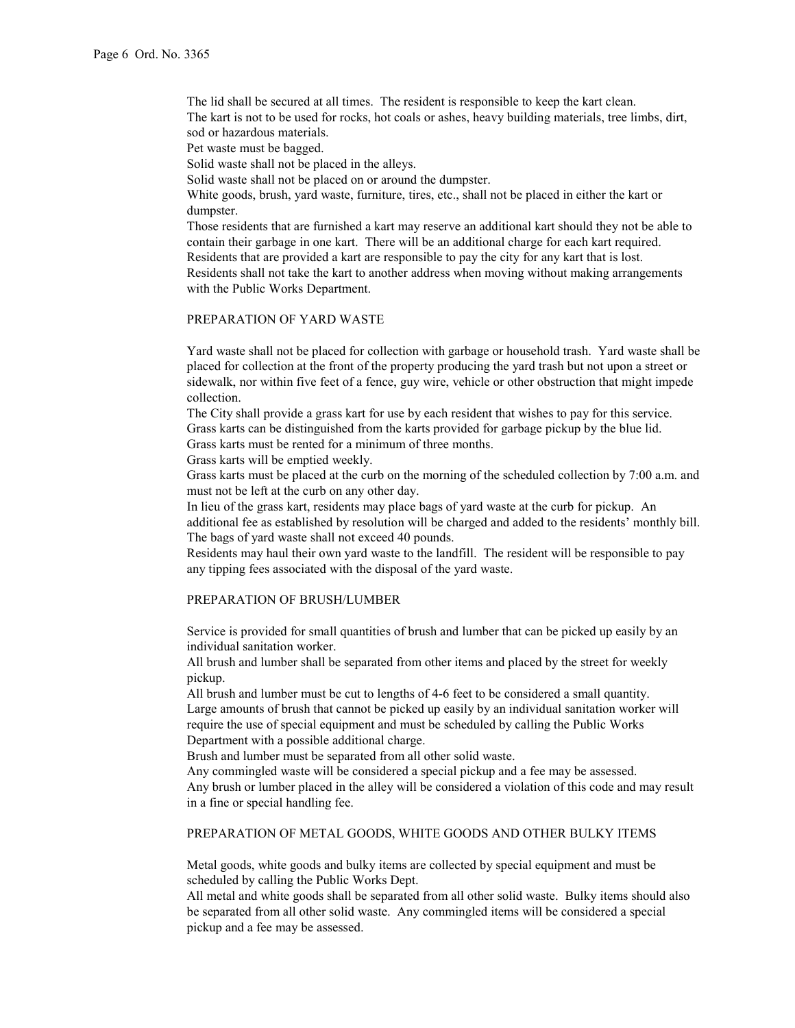The lid shall be secured at all times. The resident is responsible to keep the kart clean.
The kart is not to be used for rocks, hot coals or ashes, heavy building materials, tree limbs, dirt, sod or hazardous materials.
Pet waste must be bagged.
Solid waste shall not be placed in the alleys.
Solid waste shall not be placed on or around the dumpster.
White goods, brush, yard waste, furniture, tires, etc., shall not be placed in either the kart or dumpster.
Those residents that are furnished a kart may reserve an additional kart should they not be able to contain their garbage in one kart. There will be an additional charge for each kart required.
Residents that are provided a kart are responsible to pay the city for any kart that is lost.
Residents shall not take the kart to another address when moving without making arrangements with the Public Works Department.

PREPARATION OF YARD WASTE

Yard waste shall not be placed for collection with garbage or household trash. Yard waste shall be placed for collection at the front of the property producing the yard trash but not upon a street or sidewalk, nor within five feet of a fence, guy wire, vehicle or other obstruction that might impede collection.
The City shall provide a grass kart for use by each resident that wishes to pay for this service.
Grass karts can be distinguished from the karts provided for garbage pickup by the blue lid.
Grass karts must be rented for a minimum of three months.
Grass karts will be emptied weekly.
Grass karts must be placed at the curb on the morning of the scheduled collection by 7:00 a.m. and must not be left at the curb on any other day.
In lieu of the grass kart, residents may place bags of yard waste at the curb for pickup. An additional fee as established by resolution will be charged and added to the residents' monthly bill.
The bags of yard waste shall not exceed 40 pounds.
Residents may haul their own yard waste to the landfill. The resident will be responsible to pay any tipping fees associated with the disposal of the yard waste.

PREPARATION OF BRUSH/LUMBER

Service is provided for small quantities of brush and lumber that can be picked up easily by an individual sanitation worker.
All brush and lumber shall be separated from other items and placed by the street for weekly pickup.
All brush and lumber must be cut to lengths of 4-6 feet to be considered a small quantity.
Large amounts of brush that cannot be picked up easily by an individual sanitation worker will require the use of special equipment and must be scheduled by calling the Public Works Department with a possible additional charge.
Brush and lumber must be separated from all other solid waste.
Any commingled waste will be considered a special pickup and a fee may be assessed.
Any brush or lumber placed in the alley will be considered a violation of this code and may result in a fine or special handling fee.

PREPARATION OF METAL GOODS, WHITE GOODS AND OTHER BULKY ITEMS

Metal goods, white goods and bulky items are collected by special equipment and must be scheduled by calling the Public Works Dept.
All metal and white goods shall be separated from all other solid waste. Bulky items should also be separated from all other solid waste. Any commingled items will be considered a special pickup and a fee may be assessed.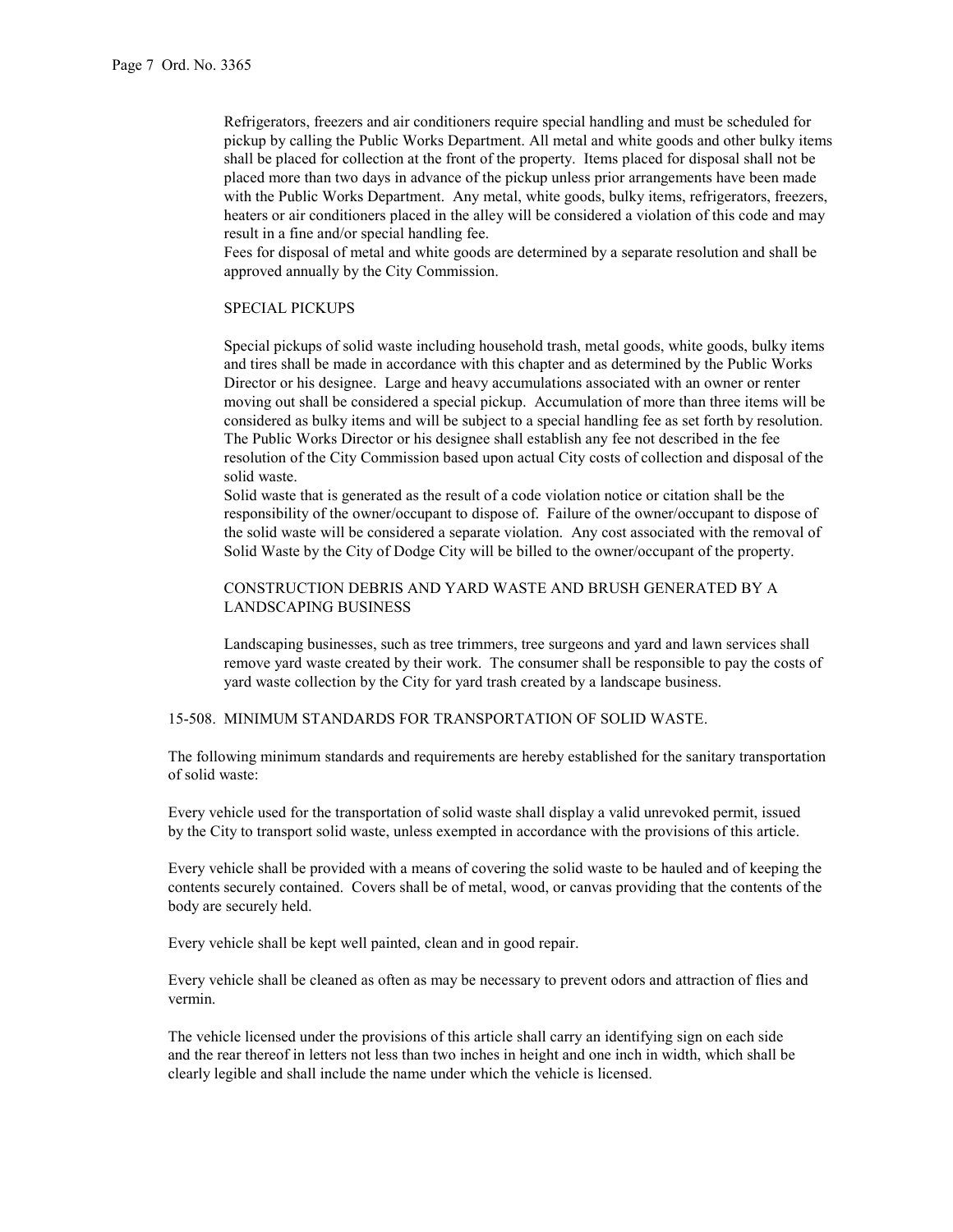Refrigerators, freezers and air conditioners require special handling and must be scheduled for pickup by calling the Public Works Department. All metal and white goods and other bulky items shall be placed for collection at the front of the property. Items placed for disposal shall not be placed more than two days in advance of the pickup unless prior arrangements have been made with the Public Works Department. Any metal, white goods, bulky items, refrigerators, freezers, heaters or air conditioners placed in the alley will be considered a violation of this code and may result in a fine and/or special handling fee.

Fees for disposal of metal and white goods are determined by a separate resolution and shall be approved annually by the City Commission.

SPECIAL PICKUPS

Special pickups of solid waste including household trash, metal goods, white goods, bulky items and tires shall be made in accordance with this chapter and as determined by the Public Works Director or his designee. Large and heavy accumulations associated with an owner or renter moving out shall be considered a special pickup. Accumulation of more than three items will be considered as bulky items and will be subject to a special handling fee as set forth by resolution. The Public Works Director or his designee shall establish any fee not described in the fee resolution of the City Commission based upon actual City costs of collection and disposal of the solid waste.

Solid waste that is generated as the result of a code violation notice or citation shall be the responsibility of the owner/occupant to dispose of. Failure of the owner/occupant to dispose of the solid waste will be considered a separate violation. Any cost associated with the removal of Solid Waste by the City of Dodge City will be billed to the owner/occupant of the property.

CONSTRUCTION DEBRIS AND YARD WASTE AND BRUSH GENERATED BY A LANDSCAPING BUSINESS

Landscaping businesses, such as tree trimmers, tree surgeons and yard and lawn services shall remove yard waste created by their work. The consumer shall be responsible to pay the costs of yard waste collection by the City for yard trash created by a landscape business.

15-508. MINIMUM STANDARDS FOR TRANSPORTATION OF SOLID WASTE.

The following minimum standards and requirements are hereby established for the sanitary transportation of solid waste:

Every vehicle used for the transportation of solid waste shall display a valid unrevoked permit, issued by the City to transport solid waste, unless exempted in accordance with the provisions of this article.

Every vehicle shall be provided with a means of covering the solid waste to be hauled and of keeping the contents securely contained. Covers shall be of metal, wood, or canvas providing that the contents of the body are securely held.

Every vehicle shall be kept well painted, clean and in good repair.

Every vehicle shall be cleaned as often as may be necessary to prevent odors and attraction of flies and vermin.

The vehicle licensed under the provisions of this article shall carry an identifying sign on each side and the rear thereof in letters not less than two inches in height and one inch in width, which shall be clearly legible and shall include the name under which the vehicle is licensed.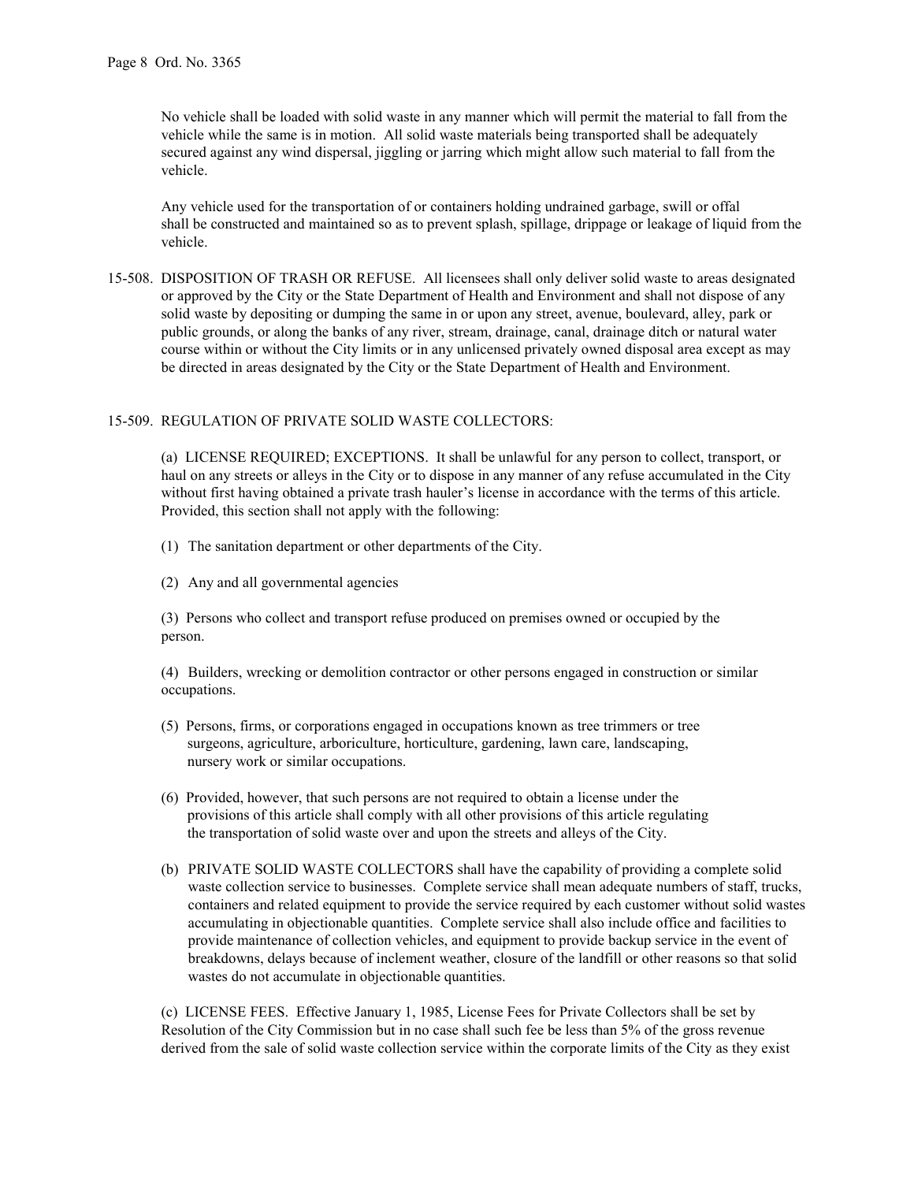No vehicle shall be loaded with solid waste in any manner which will permit the material to fall from the vehicle while the same is in motion. All solid waste materials being transported shall be adequately secured against any wind dispersal, jiggling or jarring which might allow such material to fall from the vehicle.

Any vehicle used for the transportation of or containers holding undrained garbage, swill or offal shall be constructed and maintained so as to prevent splash, spillage, drippage or leakage of liquid from the vehicle.

15-508. DISPOSITION OF TRASH OR REFUSE. All licensees shall only deliver solid waste to areas designated or approved by the City or the State Department of Health and Environment and shall not dispose of any solid waste by depositing or dumping the same in or upon any street, avenue, boulevard, alley, park or public grounds, or along the banks of any river, stream, drainage, canal, drainage ditch or natural water course within or without the City limits or in any unlicensed privately owned disposal area except as may be directed in areas designated by the City or the State Department of Health and Environment.

15-509. REGULATION OF PRIVATE SOLID WASTE COLLECTORS:

(a) LICENSE REQUIRED; EXCEPTIONS. It shall be unlawful for any person to collect, transport, or haul on any streets or alleys in the City or to dispose in any manner of any refuse accumulated in the City without first having obtained a private trash hauler's license in accordance with the terms of this article. Provided, this section shall not apply with the following:

(1) The sanitation department or other departments of the City.

(2) Any and all governmental agencies

(3) Persons who collect and transport refuse produced on premises owned or occupied by the person.

(4) Builders, wrecking or demolition contractor or other persons engaged in construction or similar occupations.

(5) Persons, firms, or corporations engaged in occupations known as tree trimmers or tree surgeons, agriculture, arboriculture, horticulture, gardening, lawn care, landscaping, nursery work or similar occupations.

(6) Provided, however, that such persons are not required to obtain a license under the provisions of this article shall comply with all other provisions of this article regulating the transportation of solid waste over and upon the streets and alleys of the City.

(b) PRIVATE SOLID WASTE COLLECTORS shall have the capability of providing a complete solid waste collection service to businesses. Complete service shall mean adequate numbers of staff, trucks, containers and related equipment to provide the service required by each customer without solid wastes accumulating in objectionable quantities. Complete service shall also include office and facilities to provide maintenance of collection vehicles, and equipment to provide backup service in the event of breakdowns, delays because of inclement weather, closure of the landfill or other reasons so that solid wastes do not accumulate in objectionable quantities.

(c) LICENSE FEES. Effective January 1, 1985, License Fees for Private Collectors shall be set by Resolution of the City Commission but in no case shall such fee be less than 5% of the gross revenue derived from the sale of solid waste collection service within the corporate limits of the City as they exist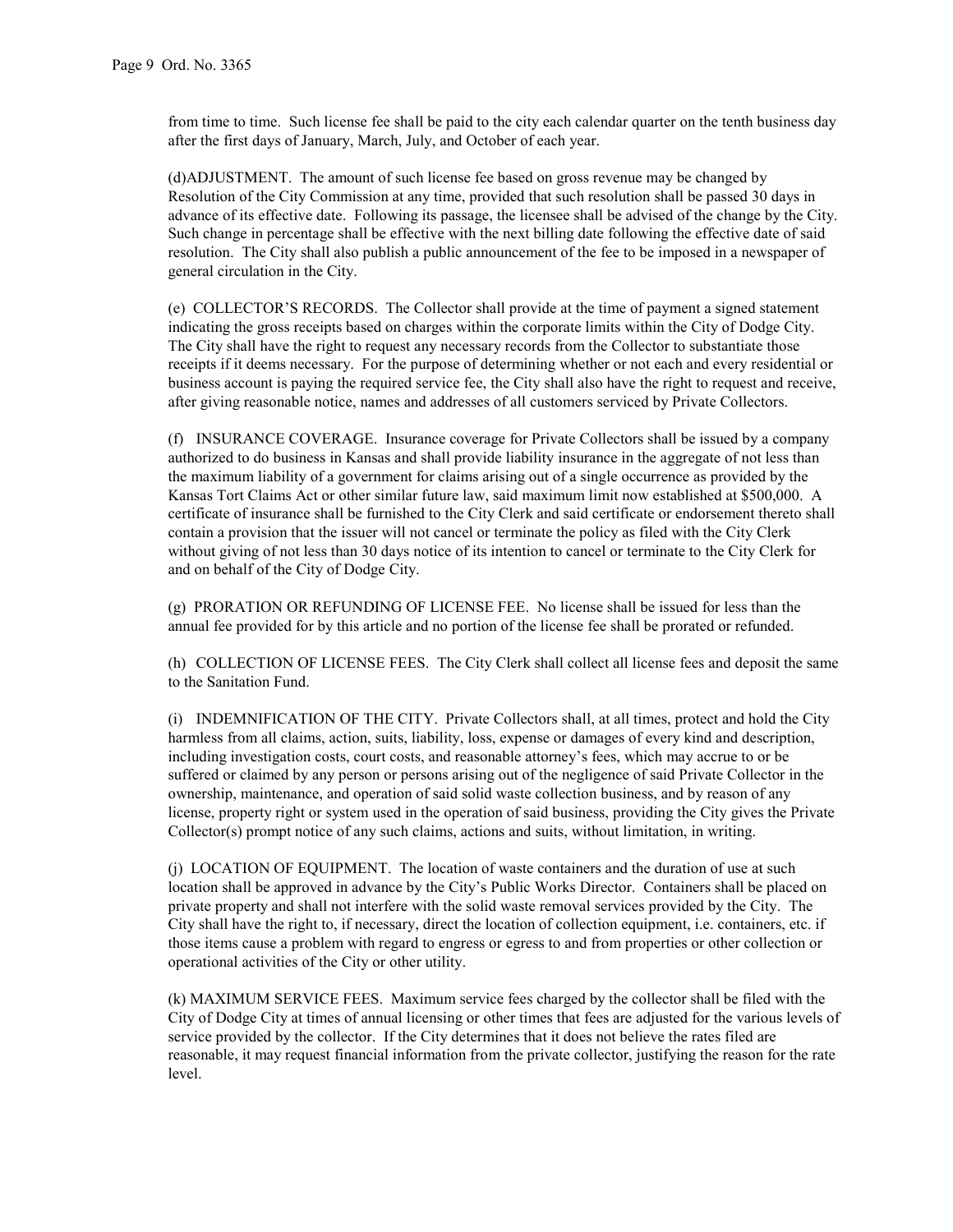from time to time. Such license fee shall be paid to the city each calendar quarter on the tenth business day after the first days of January, March, July, and October of each year.

(d)ADJUSTMENT. The amount of such license fee based on gross revenue may be changed by Resolution of the City Commission at any time, provided that such resolution shall be passed 30 days in advance of its effective date. Following its passage, the licensee shall be advised of the change by the City. Such change in percentage shall be effective with the next billing date following the effective date of said resolution. The City shall also publish a public announcement of the fee to be imposed in a newspaper of general circulation in the City.

(e) COLLECTOR'S RECORDS. The Collector shall provide at the time of payment a signed statement indicating the gross receipts based on charges within the corporate limits within the City of Dodge City. The City shall have the right to request any necessary records from the Collector to substantiate those receipts if it deems necessary. For the purpose of determining whether or not each and every residential or business account is paying the required service fee, the City shall also have the right to request and receive, after giving reasonable notice, names and addresses of all customers serviced by Private Collectors.

(f) INSURANCE COVERAGE. Insurance coverage for Private Collectors shall be issued by a company authorized to do business in Kansas and shall provide liability insurance in the aggregate of not less than the maximum liability of a government for claims arising out of a single occurrence as provided by the Kansas Tort Claims Act or other similar future law, said maximum limit now established at $500,000. A certificate of insurance shall be furnished to the City Clerk and said certificate or endorsement thereto shall contain a provision that the issuer will not cancel or terminate the policy as filed with the City Clerk without giving of not less than 30 days notice of its intention to cancel or terminate to the City Clerk for and on behalf of the City of Dodge City.

(g) PRORATION OR REFUNDING OF LICENSE FEE. No license shall be issued for less than the annual fee provided for by this article and no portion of the license fee shall be prorated or refunded.

(h) COLLECTION OF LICENSE FEES. The City Clerk shall collect all license fees and deposit the same to the Sanitation Fund.

(i) INDEMNIFICATION OF THE CITY. Private Collectors shall, at all times, protect and hold the City harmless from all claims, action, suits, liability, loss, expense or damages of every kind and description, including investigation costs, court costs, and reasonable attorney's fees, which may accrue to or be suffered or claimed by any person or persons arising out of the negligence of said Private Collector in the ownership, maintenance, and operation of said solid waste collection business, and by reason of any license, property right or system used in the operation of said business, providing the City gives the Private Collector(s) prompt notice of any such claims, actions and suits, without limitation, in writing.

(j) LOCATION OF EQUIPMENT. The location of waste containers and the duration of use at such location shall be approved in advance by the City's Public Works Director. Containers shall be placed on private property and shall not interfere with the solid waste removal services provided by the City. The City shall have the right to, if necessary, direct the location of collection equipment, i.e. containers, etc. if those items cause a problem with regard to engress or egress to and from properties or other collection or operational activities of the City or other utility.

(k) MAXIMUM SERVICE FEES. Maximum service fees charged by the collector shall be filed with the City of Dodge City at times of annual licensing or other times that fees are adjusted for the various levels of service provided by the collector. If the City determines that it does not believe the rates filed are reasonable, it may request financial information from the private collector, justifying the reason for the rate level.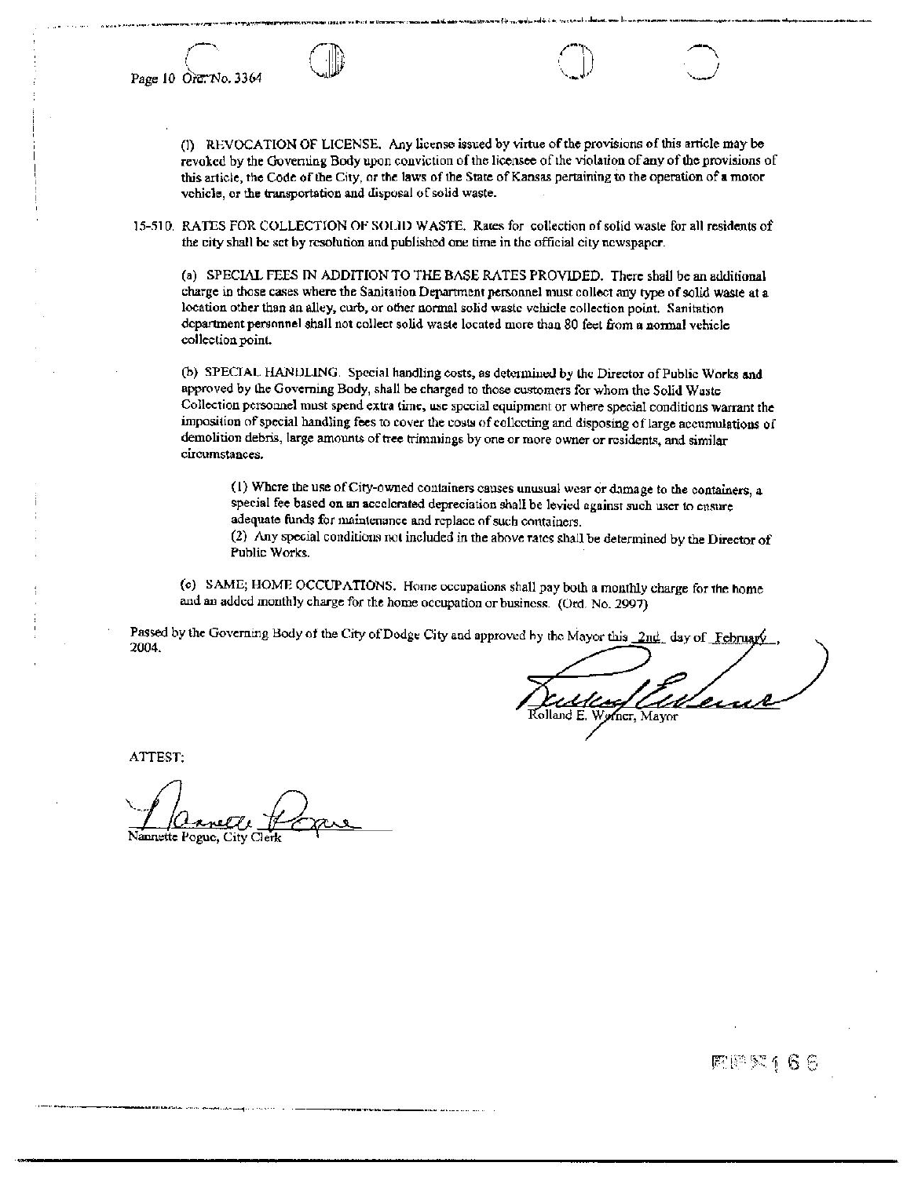(l) REVOCATION OF LICENSE. Any license issued by virtue of the provisions of this article may be revoked by the Governing Body upon conviction of the licensee of the violation of any of the provisions of this article, the Code of the City, or the laws of the State of Kansas pertaining to the operation of a motor vehicle, or the transportation and disposal of solid waste.

15-510. RATES FOR COLLECTION OF SOLID WASTE. Rates for collection of solid waste for all residents of the city shall be set by resolution and published one time in the official city newspaper.

(a) SPECIAL FEES IN ADDITION TO THE BASE RATES PROVIDED. There shall be an additional charge in those cases where the Sanitation Department personnel must collect any type of solid waste at a location other than an alley, curb, or other normal solid waste vehicle collection point. Sanitation department personnel shall not collect solid waste located more than 80 feet from a normal vehicle collection point.

(b) SPECIAL HANDLING. Special handling costs, as determined by the Director of Public Works and approved by the Governing Body, shall be charged to those customers for whom the Solid Waste Collection personnel must spend extra time, use special equipment or where special conditions warrant the imposition of special handling fees to cover the costs of collecting and disposing of large accumulations of demolition debris, large amounts of tree trimmings by one or more owner or residents, and similar circumstances.

(1) Where the use of City-owned containers causes unusual wear or damage to the containers, a special fee based on an accelerated depreciation shall be levied against such user to ensure adequate funds for maintenance and replace of such containers.

(2) Any special conditions not included in the above rates shall be determined by the Director of Public Works.

(c) SAME; HOME OCCUPATIONS. Home occupations shall pay both a monthly charge for the home and an added monthly charge for the home occupation or business. (Ord. No. 2997)

Passed by the Governing Body of the City of Dodge City and approved by the Mayor this 2nd day of February, 2004.

Rolland E. Warner, Mayor

ATTEST:

Nannette Pogue, City Clerk